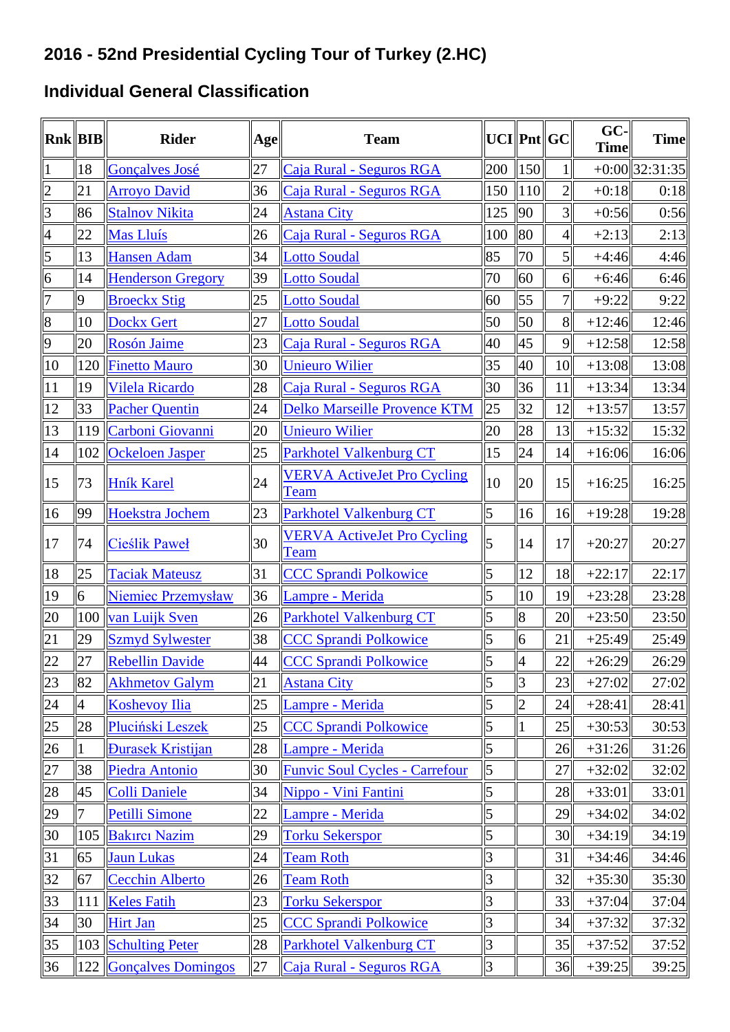# 2016 - 52nd Presidential Cycling Tour of Turkey (2.HC)

## Individual General Classification

| Rnk | BIB | Rider | Age | Team | UCI | Pnt | GC | GC-Time | Time |
|---|---|---|---|---|---|---|---|---|---|
| 1 | 18 | Gonçalves José | 27 | Caja Rural - Seguros RGA | 200 | 150 | 1 | +0:00 | 32:31:35 |
| 2 | 21 | Arroyo David | 36 | Caja Rural - Seguros RGA | 150 | 110 | 2 | +0:18 | 0:18 |
| 3 | 86 | Stalnov Nikita | 24 | Astana City | 125 | 90 | 3 | +0:56 | 0:56 |
| 4 | 22 | Mas Lluís | 26 | Caja Rural - Seguros RGA | 100 | 80 | 4 | +2:13 | 2:13 |
| 5 | 13 | Hansen Adam | 34 | Lotto Soudal | 85 | 70 | 5 | +4:46 | 4:46 |
| 6 | 14 | Henderson Gregory | 39 | Lotto Soudal | 70 | 60 | 6 | +6:46 | 6:46 |
| 7 | 9 | Broeckx Stig | 25 | Lotto Soudal | 60 | 55 | 7 | +9:22 | 9:22 |
| 8 | 10 | Dockx Gert | 27 | Lotto Soudal | 50 | 50 | 8 | +12:46 | 12:46 |
| 9 | 20 | Rosón Jaime | 23 | Caja Rural - Seguros RGA | 40 | 45 | 9 | +12:58 | 12:58 |
| 10 | 120 | Finetto Mauro | 30 | Unieuro Wilier | 35 | 40 | 10 | +13:08 | 13:08 |
| 11 | 19 | Vilela Ricardo | 28 | Caja Rural - Seguros RGA | 30 | 36 | 11 | +13:34 | 13:34 |
| 12 | 33 | Pacher Quentin | 24 | Delko Marseille Provence KTM | 25 | 32 | 12 | +13:57 | 13:57 |
| 13 | 119 | Carboni Giovanni | 20 | Unieuro Wilier | 20 | 28 | 13 | +15:32 | 15:32 |
| 14 | 102 | Ockeloen Jasper | 25 | Parkhotel Valkenburg CT | 15 | 24 | 14 | +16:06 | 16:06 |
| 15 | 73 | Hník Karel | 24 | VERVA ActiveJet Pro Cycling Team | 10 | 20 | 15 | +16:25 | 16:25 |
| 16 | 99 | Hoekstra Jochem | 23 | Parkhotel Valkenburg CT | 5 | 16 | 16 | +19:28 | 19:28 |
| 17 | 74 | Cieślik Paweł | 30 | VERVA ActiveJet Pro Cycling Team | 5 | 14 | 17 | +20:27 | 20:27 |
| 18 | 25 | Taciak Mateusz | 31 | CCC Sprandi Polkowice | 5 | 12 | 18 | +22:17 | 22:17 |
| 19 | 6 | Niemiec Przemysław | 36 | Lampre - Merida | 5 | 10 | 19 | +23:28 | 23:28 |
| 20 | 100 | van Luijk Sven | 26 | Parkhotel Valkenburg CT | 5 | 8 | 20 | +23:50 | 23:50 |
| 21 | 29 | Szmyd Sylwester | 38 | CCC Sprandi Polkowice | 5 | 6 | 21 | +25:49 | 25:49 |
| 22 | 27 | Rebellin Davide | 44 | CCC Sprandi Polkowice | 5 | 4 | 22 | +26:29 | 26:29 |
| 23 | 82 | Akhmetov Galym | 21 | Astana City | 5 | 3 | 23 | +27:02 | 27:02 |
| 24 | 4 | Koshevoy Ilia | 25 | Lampre - Merida | 5 | 2 | 24 | +28:41 | 28:41 |
| 25 | 28 | Pluciński Leszek | 25 | CCC Sprandi Polkowice | 5 | 1 | 25 | +30:53 | 30:53 |
| 26 | 1 | Đurasek Kristijan | 28 | Lampre - Merida | 5 | | 26 | +31:26 | 31:26 |
| 27 | 38 | Piedra Antonio | 30 | Funvic Soul Cycles - Carrefour | 5 | | 27 | +32:02 | 32:02 |
| 28 | 45 | Colli Daniele | 34 | Nippo - Vini Fantini | 5 | | 28 | +33:01 | 33:01 |
| 29 | 7 | Petilli Simone | 22 | Lampre - Merida | 5 | | 29 | +34:02 | 34:02 |
| 30 | 105 | Bakırcı Nazim | 29 | Torku Sekerspor | 5 | | 30 | +34:19 | 34:19 |
| 31 | 65 | Jaun Lukas | 24 | Team Roth | 3 | | 31 | +34:46 | 34:46 |
| 32 | 67 | Cecchin Alberto | 26 | Team Roth | 3 | | 32 | +35:30 | 35:30 |
| 33 | 111 | Keles Fatih | 23 | Torku Sekerspor | 3 | | 33 | +37:04 | 37:04 |
| 34 | 30 | Hirt Jan | 25 | CCC Sprandi Polkowice | 3 | | 34 | +37:32 | 37:32 |
| 35 | 103 | Schulting Peter | 28 | Parkhotel Valkenburg CT | 3 | | 35 | +37:52 | 37:52 |
| 36 | 122 | Gonçalves Domingos | 27 | Caja Rural - Seguros RGA | 3 | | 36 | +39:25 | 39:25 |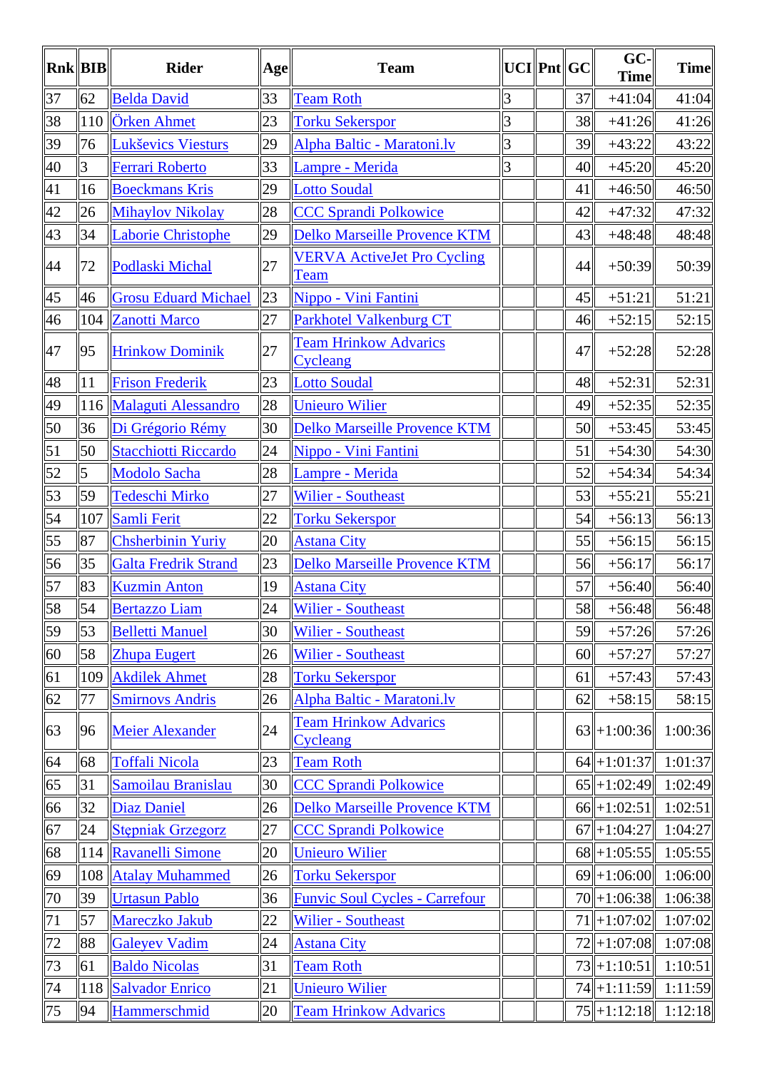| Rnk | BIB | Rider | Age | Team | UCI | Pnt | GC | GC-Time | Time |
|---|---|---|---|---|---|---|---|---|---|
| 37 | 62 | Belda David | 33 | Team Roth | 3 | | 37 | +41:04 | 41:04 |
| 38 | 110 | Örken Ahmet | 23 | Torku Sekerspor | 3 | | 38 | +41:26 | 41:26 |
| 39 | 76 | Lukševics Viesturs | 29 | Alpha Baltic - Maratoni.lv | 3 | | 39 | +43:22 | 43:22 |
| 40 | 3 | Ferrari Roberto | 33 | Lampre - Merida | 3 | | 40 | +45:20 | 45:20 |
| 41 | 16 | Boeckmans Kris | 29 | Lotto Soudal | | | 41 | +46:50 | 46:50 |
| 42 | 26 | Mihaylov Nikolay | 28 | CCC Sprandi Polkowice | | | 42 | +47:32 | 47:32 |
| 43 | 34 | Laborie Christophe | 29 | Delko Marseille Provence KTM | | | 43 | +48:48 | 48:48 |
| 44 | 72 | Podlaski Michal | 27 | VERVA ActiveJet Pro Cycling Team | | | 44 | +50:39 | 50:39 |
| 45 | 46 | Grosu Eduard Michael | 23 | Nippo - Vini Fantini | | | 45 | +51:21 | 51:21 |
| 46 | 104 | Zanotti Marco | 27 | Parkhotel Valkenburg CT | | | 46 | +52:15 | 52:15 |
| 47 | 95 | Hrinkow Dominik | 27 | Team Hrinkow Advarics Cycleang | | | 47 | +52:28 | 52:28 |
| 48 | 11 | Frison Frederik | 23 | Lotto Soudal | | | 48 | +52:31 | 52:31 |
| 49 | 116 | Malaguti Alessandro | 28 | Unieuro Wilier | | | 49 | +52:35 | 52:35 |
| 50 | 36 | Di Grégorio Rémy | 30 | Delko Marseille Provence KTM | | | 50 | +53:45 | 53:45 |
| 51 | 50 | Stacchiotti Riccardo | 24 | Nippo - Vini Fantini | | | 51 | +54:30 | 54:30 |
| 52 | 5 | Modolo Sacha | 28 | Lampre - Merida | | | 52 | +54:34 | 54:34 |
| 53 | 59 | Tedeschi Mirko | 27 | Wilier - Southeast | | | 53 | +55:21 | 55:21 |
| 54 | 107 | Samli Ferit | 22 | Torku Sekerspor | | | 54 | +56:13 | 56:13 |
| 55 | 87 | Chsherbinin Yuriy | 20 | Astana City | | | 55 | +56:15 | 56:15 |
| 56 | 35 | Galta Fredrik Strand | 23 | Delko Marseille Provence KTM | | | 56 | +56:17 | 56:17 |
| 57 | 83 | Kuzmin Anton | 19 | Astana City | | | 57 | +56:40 | 56:40 |
| 58 | 54 | Bertazzo Liam | 24 | Wilier - Southeast | | | 58 | +56:48 | 56:48 |
| 59 | 53 | Belletti Manuel | 30 | Wilier - Southeast | | | 59 | +57:26 | 57:26 |
| 60 | 58 | Zhupa Eugert | 26 | Wilier - Southeast | | | 60 | +57:27 | 57:27 |
| 61 | 109 | Akdilek Ahmet | 28 | Torku Sekerspor | | | 61 | +57:43 | 57:43 |
| 62 | 77 | Smirnovs Andris | 26 | Alpha Baltic - Maratoni.lv | | | 62 | +58:15 | 58:15 |
| 63 | 96 | Meier Alexander | 24 | Team Hrinkow Advarics Cycleang | | | 63 | +1:00:36 | 1:00:36 |
| 64 | 68 | Toffali Nicola | 23 | Team Roth | | | 64 | +1:01:37 | 1:01:37 |
| 65 | 31 | Samoilau Branislau | 30 | CCC Sprandi Polkowice | | | 65 | +1:02:49 | 1:02:49 |
| 66 | 32 | Diaz Daniel | 26 | Delko Marseille Provence KTM | | | 66 | +1:02:51 | 1:02:51 |
| 67 | 24 | Stępniak Grzegorz | 27 | CCC Sprandi Polkowice | | | 67 | +1:04:27 | 1:04:27 |
| 68 | 114 | Ravanelli Simone | 20 | Unieuro Wilier | | | 68 | +1:05:55 | 1:05:55 |
| 69 | 108 | Atalay Muhammed | 26 | Torku Sekerspor | | | 69 | +1:06:00 | 1:06:00 |
| 70 | 39 | Urtasun Pablo | 36 | Funvic Soul Cycles - Carrefour | | | 70 | +1:06:38 | 1:06:38 |
| 71 | 57 | Mareczko Jakub | 22 | Wilier - Southeast | | | 71 | +1:07:02 | 1:07:02 |
| 72 | 88 | Galeyev Vadim | 24 | Astana City | | | 72 | +1:07:08 | 1:07:08 |
| 73 | 61 | Baldo Nicolas | 31 | Team Roth | | | 73 | +1:10:51 | 1:10:51 |
| 74 | 118 | Salvador Enrico | 21 | Unieuro Wilier | | | 74 | +1:11:59 | 1:11:59 |
| 75 | 94 | Hammerschmid | 20 | Team Hrinkow Advarics | | | 75 | +1:12:18 | 1:12:18 |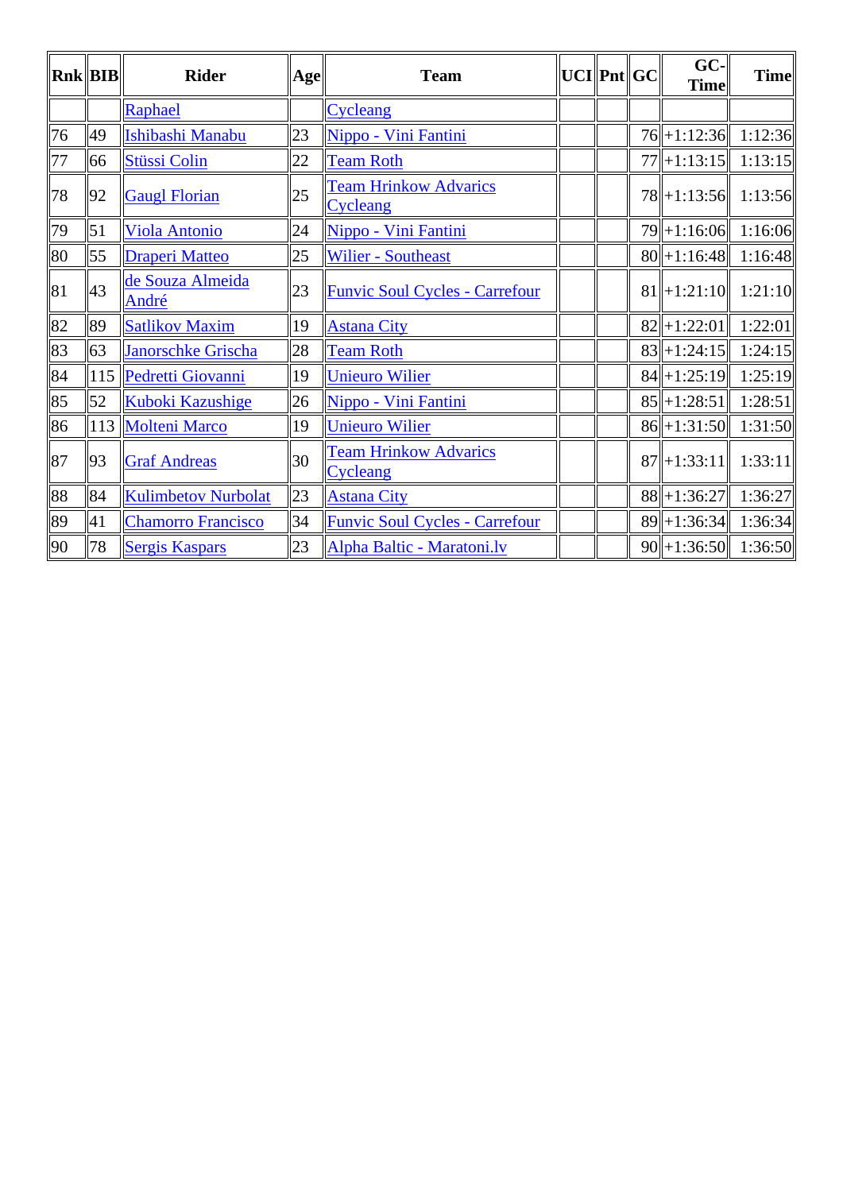| Rnk | BIB | Rider | Age | Team | UCI | Pnt | GC | GC-Time | Time |
|---|---|---|---|---|---|---|---|---|---|
| | | Raphael | | Cycleang | | | | | |
| 76 | 49 | Ishibashi Manabu | 23 | Nippo - Vini Fantini | | | 76 | +1:12:36 | 1:12:36 |
| 77 | 66 | Stüssi Colin | 22 | Team Roth | | | 77 | +1:13:15 | 1:13:15 |
| 78 | 92 | Gaugl Florian | 25 | Team Hrinkow Advarics Cycleang | | | 78 | +1:13:56 | 1:13:56 |
| 79 | 51 | Viola Antonio | 24 | Nippo - Vini Fantini | | | 79 | +1:16:06 | 1:16:06 |
| 80 | 55 | Draperi Matteo | 25 | Wilier - Southeast | | | 80 | +1:16:48 | 1:16:48 |
| 81 | 43 | de Souza Almeida André | 23 | Funvic Soul Cycles - Carrefour | | | 81 | +1:21:10 | 1:21:10 |
| 82 | 89 | Satlikov Maxim | 19 | Astana City | | | 82 | +1:22:01 | 1:22:01 |
| 83 | 63 | Janorschke Grischa | 28 | Team Roth | | | 83 | +1:24:15 | 1:24:15 |
| 84 | 115 | Pedretti Giovanni | 19 | Unieuro Wilier | | | 84 | +1:25:19 | 1:25:19 |
| 85 | 52 | Kuboki Kazushige | 26 | Nippo - Vini Fantini | | | 85 | +1:28:51 | 1:28:51 |
| 86 | 113 | Molteni Marco | 19 | Unieuro Wilier | | | 86 | +1:31:50 | 1:31:50 |
| 87 | 93 | Graf Andreas | 30 | Team Hrinkow Advarics Cycleang | | | 87 | +1:33:11 | 1:33:11 |
| 88 | 84 | Kulimbetov Nurbolat | 23 | Astana City | | | 88 | +1:36:27 | 1:36:27 |
| 89 | 41 | Chamorro Francisco | 34 | Funvic Soul Cycles - Carrefour | | | 89 | +1:36:34 | 1:36:34 |
| 90 | 78 | Sergis Kaspars | 23 | Alpha Baltic - Maratoni.lv | | | 90 | +1:36:50 | 1:36:50 |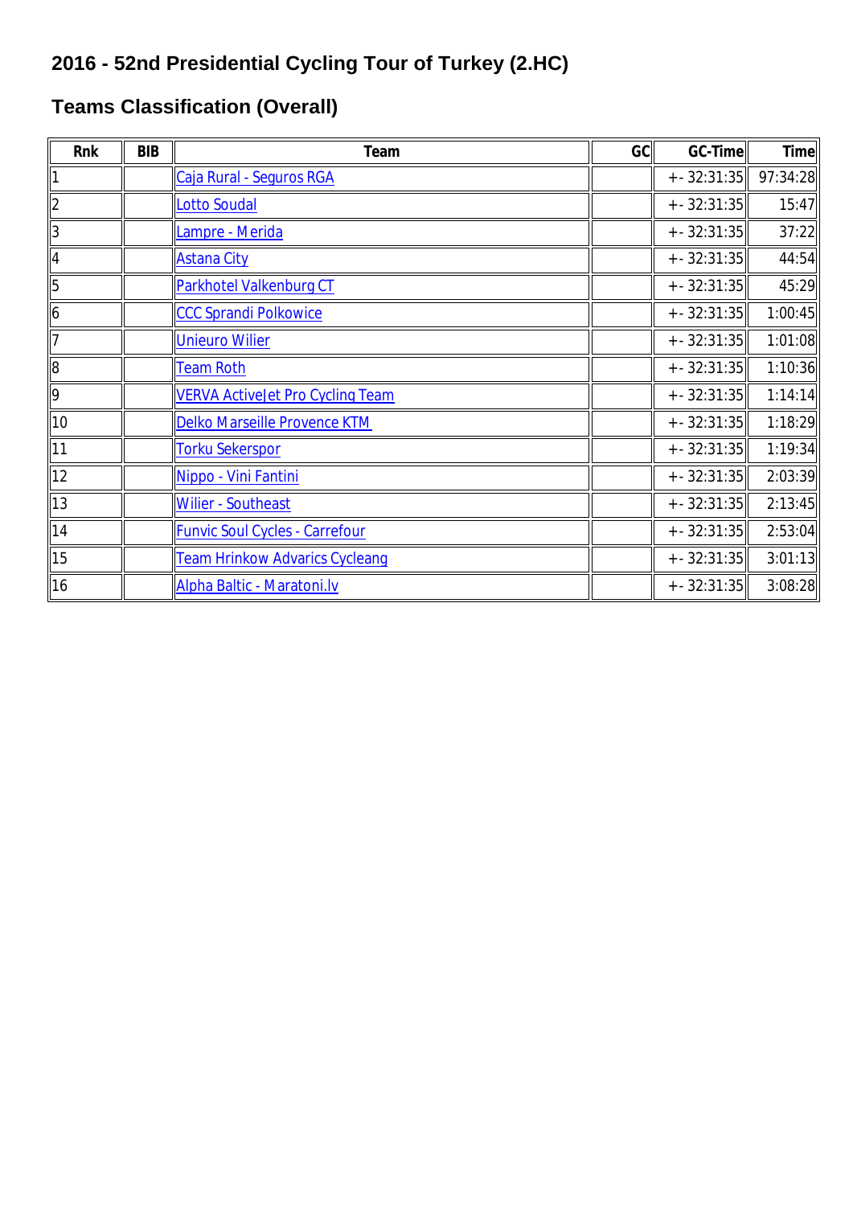## 2016 - 52nd Presidential Cycling Tour of Turkey (2.HC)

## Teams Classification (Overall)

| Rnk | BIB | Team | GC | GC-Time | Time |
|---|---|---|---|---|---|
| 1 | | Caja Rural - Seguros RGA | | +- 32:31:35 | 97:34:28 |
| 2 | | Lotto Soudal | | +- 32:31:35 | 15:47 |
| 3 | | Lampre - Merida | | +- 32:31:35 | 37:22 |
| 4 | | Astana City | | +- 32:31:35 | 44:54 |
| 5 | | Parkhotel Valkenburg CT | | +- 32:31:35 | 45:29 |
| 6 | | CCC Sprandi Polkowice | | +- 32:31:35 | 1:00:45 |
| 7 | | Unieuro Wilier | | +- 32:31:35 | 1:01:08 |
| 8 | | Team Roth | | +- 32:31:35 | 1:10:36 |
| 9 | | VERVA ActiveJet Pro Cycling Team | | +- 32:31:35 | 1:14:14 |
| 10 | | Delko Marseille Provence KTM | | +- 32:31:35 | 1:18:29 |
| 11 | | Torku Sekerspor | | +- 32:31:35 | 1:19:34 |
| 12 | | Nippo - Vini Fantini | | +- 32:31:35 | 2:03:39 |
| 13 | | Wilier - Southeast | | +- 32:31:35 | 2:13:45 |
| 14 | | Funvic Soul Cycles - Carrefour | | +- 32:31:35 | 2:53:04 |
| 15 | | Team Hrinkow Advarics Cycleang | | +- 32:31:35 | 3:01:13 |
| 16 | | Alpha Baltic - Maratoni.lv | | +- 32:31:35 | 3:08:28 |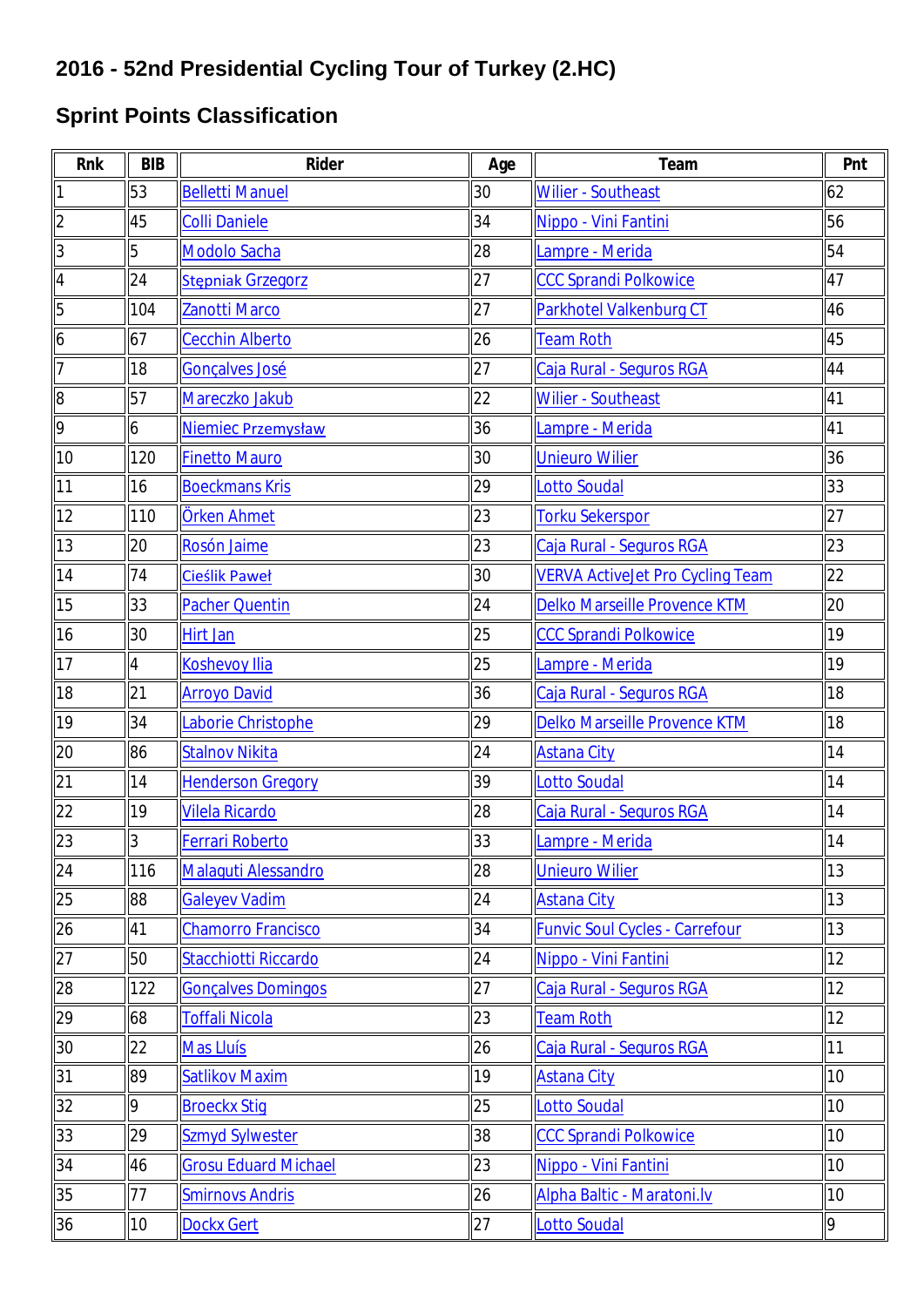## 2016 - 52nd Presidential Cycling Tour of Turkey (2.HC)

## Sprint Points Classification

| Rnk | BIB | Rider | Age | Team | Pnt |
|---|---|---|---|---|---|
| 1 | 53 | Belletti Manuel | 30 | Wilier - Southeast | 62 |
| 2 | 45 | Colli Daniele | 34 | Nippo - Vini Fantini | 56 |
| 3 | 5 | Modolo Sacha | 28 | Lampre - Merida | 54 |
| 4 | 24 | Stępniak Grzegorz | 27 | CCC Sprandi Polkowice | 47 |
| 5 | 104 | Zanotti Marco | 27 | Parkhotel Valkenburg CT | 46 |
| 6 | 67 | Cecchin Alberto | 26 | Team Roth | 45 |
| 7 | 18 | Gonçalves José | 27 | Caja Rural - Seguros RGA | 44 |
| 8 | 57 | Mareczko Jakub | 22 | Wilier - Southeast | 41 |
| 9 | 6 | Niemiec Przemysław | 36 | Lampre - Merida | 41 |
| 10 | 120 | Finetto Mauro | 30 | Unieuro Wilier | 36 |
| 11 | 16 | Boeckmans Kris | 29 | Lotto Soudal | 33 |
| 12 | 110 | Örken Ahmet | 23 | Torku Sekerspor | 27 |
| 13 | 20 | Rosón Jaime | 23 | Caja Rural - Seguros RGA | 23 |
| 14 | 74 | Cieślik Paweł | 30 | VERVA ActiveJet Pro Cycling Team | 22 |
| 15 | 33 | Pacher Quentin | 24 | Delko Marseille Provence KTM | 20 |
| 16 | 30 | Hirt Jan | 25 | CCC Sprandi Polkowice | 19 |
| 17 | 4 | Koshevoy Ilia | 25 | Lampre - Merida | 19 |
| 18 | 21 | Arroyo David | 36 | Caja Rural - Seguros RGA | 18 |
| 19 | 34 | Laborie Christophe | 29 | Delko Marseille Provence KTM | 18 |
| 20 | 86 | Stalnov Nikita | 24 | Astana City | 14 |
| 21 | 14 | Henderson Gregory | 39 | Lotto Soudal | 14 |
| 22 | 19 | Vilela Ricardo | 28 | Caja Rural - Seguros RGA | 14 |
| 23 | 3 | Ferrari Roberto | 33 | Lampre - Merida | 14 |
| 24 | 116 | Malaguti Alessandro | 28 | Unieuro Wilier | 13 |
| 25 | 88 | Galeyev Vadim | 24 | Astana City | 13 |
| 26 | 41 | Chamorro Francisco | 34 | Funvic Soul Cycles - Carrefour | 13 |
| 27 | 50 | Stacchiotti Riccardo | 24 | Nippo - Vini Fantini | 12 |
| 28 | 122 | Gonçalves Domingos | 27 | Caja Rural - Seguros RGA | 12 |
| 29 | 68 | Toffali Nicola | 23 | Team Roth | 12 |
| 30 | 22 | Mas Lluís | 26 | Caja Rural - Seguros RGA | 11 |
| 31 | 89 | Satlikov Maxim | 19 | Astana City | 10 |
| 32 | 9 | Broeckx Stig | 25 | Lotto Soudal | 10 |
| 33 | 29 | Szmyd Sylwester | 38 | CCC Sprandi Polkowice | 10 |
| 34 | 46 | Grosu Eduard Michael | 23 | Nippo - Vini Fantini | 10 |
| 35 | 77 | Smirnovs Andris | 26 | Alpha Baltic - Maratoni.lv | 10 |
| 36 | 10 | Dockx Gert | 27 | Lotto Soudal | 9 |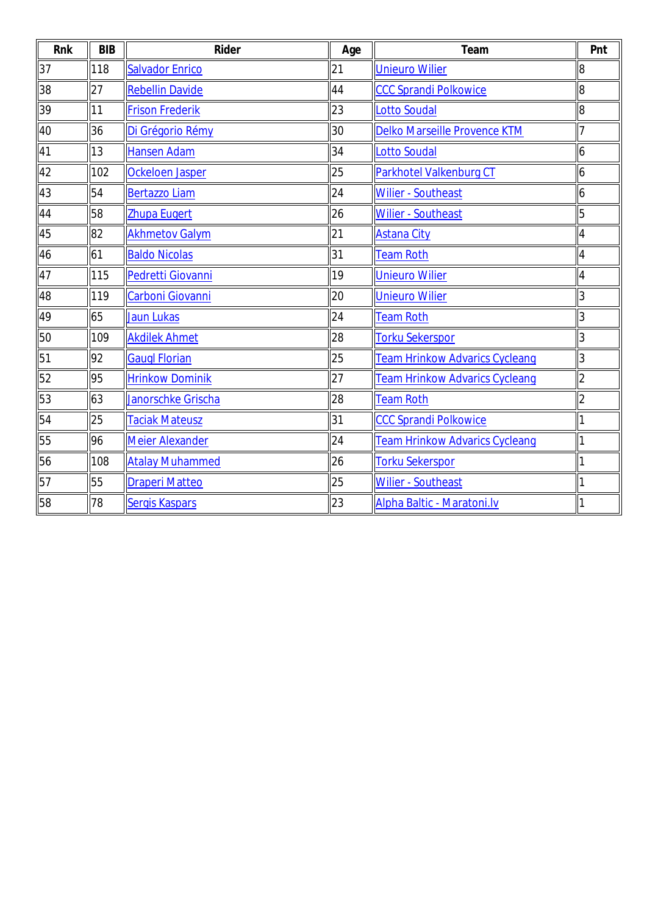| Rnk | BIB | Rider | Age | Team | Pnt |
|---|---|---|---|---|---|
| 37 | 118 | Salvador Enrico | 21 | Unieuro Wilier | 8 |
| 38 | 27 | Rebellin Davide | 44 | CCC Sprandi Polkowice | 8 |
| 39 | 11 | Frison Frederik | 23 | Lotto Soudal | 8 |
| 40 | 36 | Di Grégorio Rémy | 30 | Delko Marseille Provence KTM | 7 |
| 41 | 13 | Hansen Adam | 34 | Lotto Soudal | 6 |
| 42 | 102 | Ockeloen Jasper | 25 | Parkhotel Valkenburg CT | 6 |
| 43 | 54 | Bertazzo Liam | 24 | Wilier - Southeast | 6 |
| 44 | 58 | Zhupa Eugert | 26 | Wilier - Southeast | 5 |
| 45 | 82 | Akhmetov Galym | 21 | Astana City | 4 |
| 46 | 61 | Baldo Nicolas | 31 | Team Roth | 4 |
| 47 | 115 | Pedretti Giovanni | 19 | Unieuro Wilier | 4 |
| 48 | 119 | Carboni Giovanni | 20 | Unieuro Wilier | 3 |
| 49 | 65 | Jaun Lukas | 24 | Team Roth | 3 |
| 50 | 109 | Akdilek Ahmet | 28 | Torku Sekerspor | 3 |
| 51 | 92 | Gaugl Florian | 25 | Team Hrinkow Advarics Cycleang | 3 |
| 52 | 95 | Hrinkow Dominik | 27 | Team Hrinkow Advarics Cycleang | 2 |
| 53 | 63 | Janorschke Grischa | 28 | Team Roth | 2 |
| 54 | 25 | Taciak Mateusz | 31 | CCC Sprandi Polkowice | 1 |
| 55 | 96 | Meier Alexander | 24 | Team Hrinkow Advarics Cycleang | 1 |
| 56 | 108 | Atalay Muhammed | 26 | Torku Sekerspor | 1 |
| 57 | 55 | Draperi Matteo | 25 | Wilier - Southeast | 1 |
| 58 | 78 | Sergis Kaspars | 23 | Alpha Baltic - Maratoni.lv | 1 |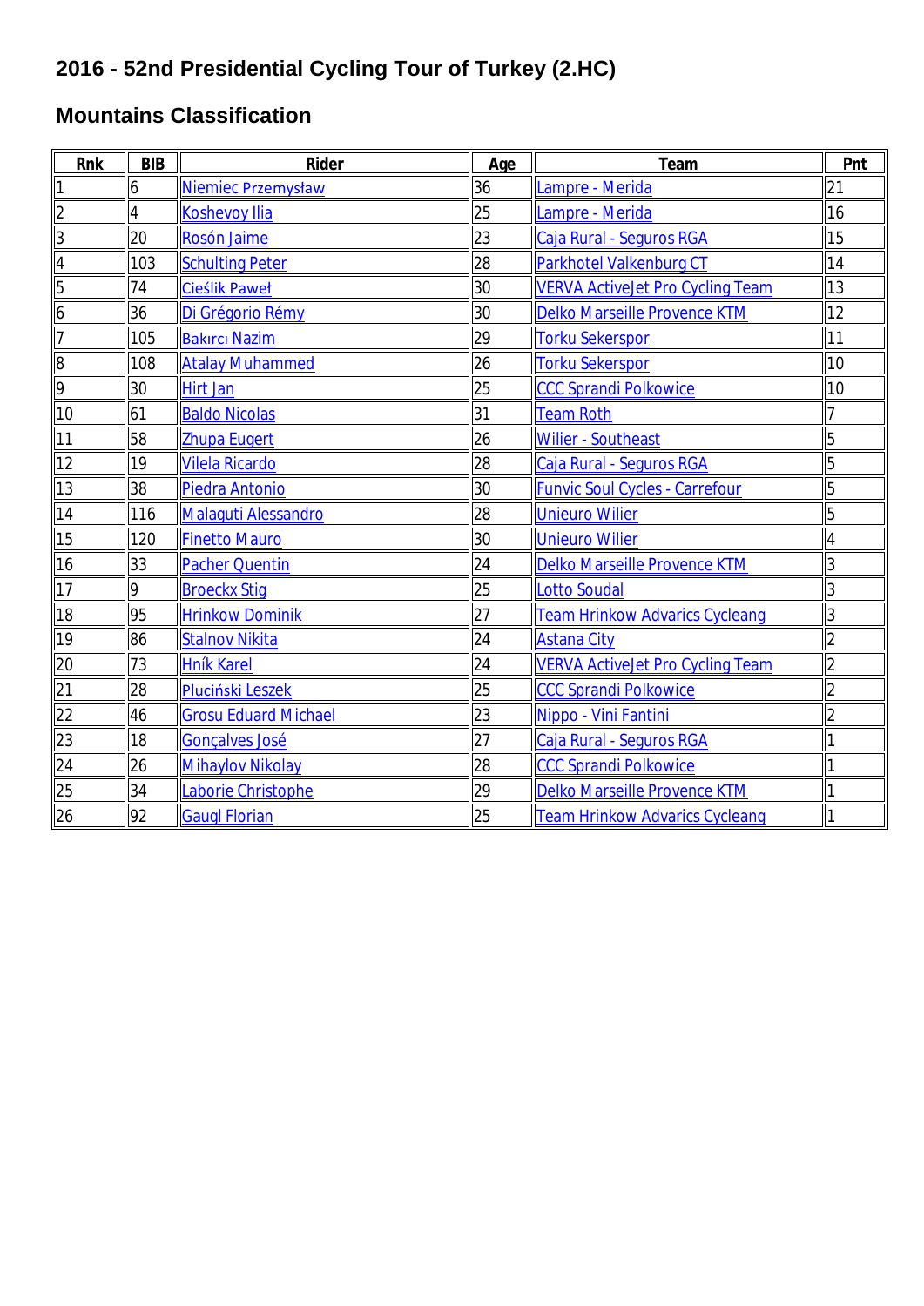## 2016 - 52nd Presidential Cycling Tour of Turkey (2.HC)

## Mountains Classification

| Rnk | BIB | Rider | Age | Team | Pnt |
|---|---|---|---|---|---|
| 1 | 6 | Niemiec Przemysław | 36 | Lampre - Merida | 21 |
| 2 | 4 | Koshevoy Ilia | 25 | Lampre - Merida | 16 |
| 3 | 20 | Rosón Jaime | 23 | Caja Rural - Seguros RGA | 15 |
| 4 | 103 | Schulting Peter | 28 | Parkhotel Valkenburg CT | 14 |
| 5 | 74 | Cieślik Paweł | 30 | VERVA ActiveJet Pro Cycling Team | 13 |
| 6 | 36 | Di Grégorio Rémy | 30 | Delko Marseille Provence KTM | 12 |
| 7 | 105 | Bakırcı Nazim | 29 | Torku Sekerspor | 11 |
| 8 | 108 | Atalay Muhammed | 26 | Torku Sekerspor | 10 |
| 9 | 30 | Hirt Jan | 25 | CCC Sprandi Polkowice | 10 |
| 10 | 61 | Baldo Nicolas | 31 | Team Roth | 7 |
| 11 | 58 | Zhupa Eugert | 26 | Wilier - Southeast | 5 |
| 12 | 19 | Vilela Ricardo | 28 | Caja Rural - Seguros RGA | 5 |
| 13 | 38 | Piedra Antonio | 30 | Funvic Soul Cycles - Carrefour | 5 |
| 14 | 116 | Malaguti Alessandro | 28 | Unieuro Wilier | 5 |
| 15 | 120 | Finetto Mauro | 30 | Unieuro Wilier | 4 |
| 16 | 33 | Pacher Quentin | 24 | Delko Marseille Provence KTM | 3 |
| 17 | 9 | Broeckx Stig | 25 | Lotto Soudal | 3 |
| 18 | 95 | Hrinkow Dominik | 27 | Team Hrinkow Advarics Cycleang | 3 |
| 19 | 86 | Stalnov Nikita | 24 | Astana City | 2 |
| 20 | 73 | Hník Karel | 24 | VERVA ActiveJet Pro Cycling Team | 2 |
| 21 | 28 | Pluciński Leszek | 25 | CCC Sprandi Polkowice | 2 |
| 22 | 46 | Grosu Eduard Michael | 23 | Nippo - Vini Fantini | 2 |
| 23 | 18 | Gonçalves José | 27 | Caja Rural - Seguros RGA | 1 |
| 24 | 26 | Mihaylov Nikolay | 28 | CCC Sprandi Polkowice | 1 |
| 25 | 34 | Laborie Christophe | 29 | Delko Marseille Provence KTM | 1 |
| 26 | 92 | Gaugl Florian | 25 | Team Hrinkow Advarics Cycleang | 1 |